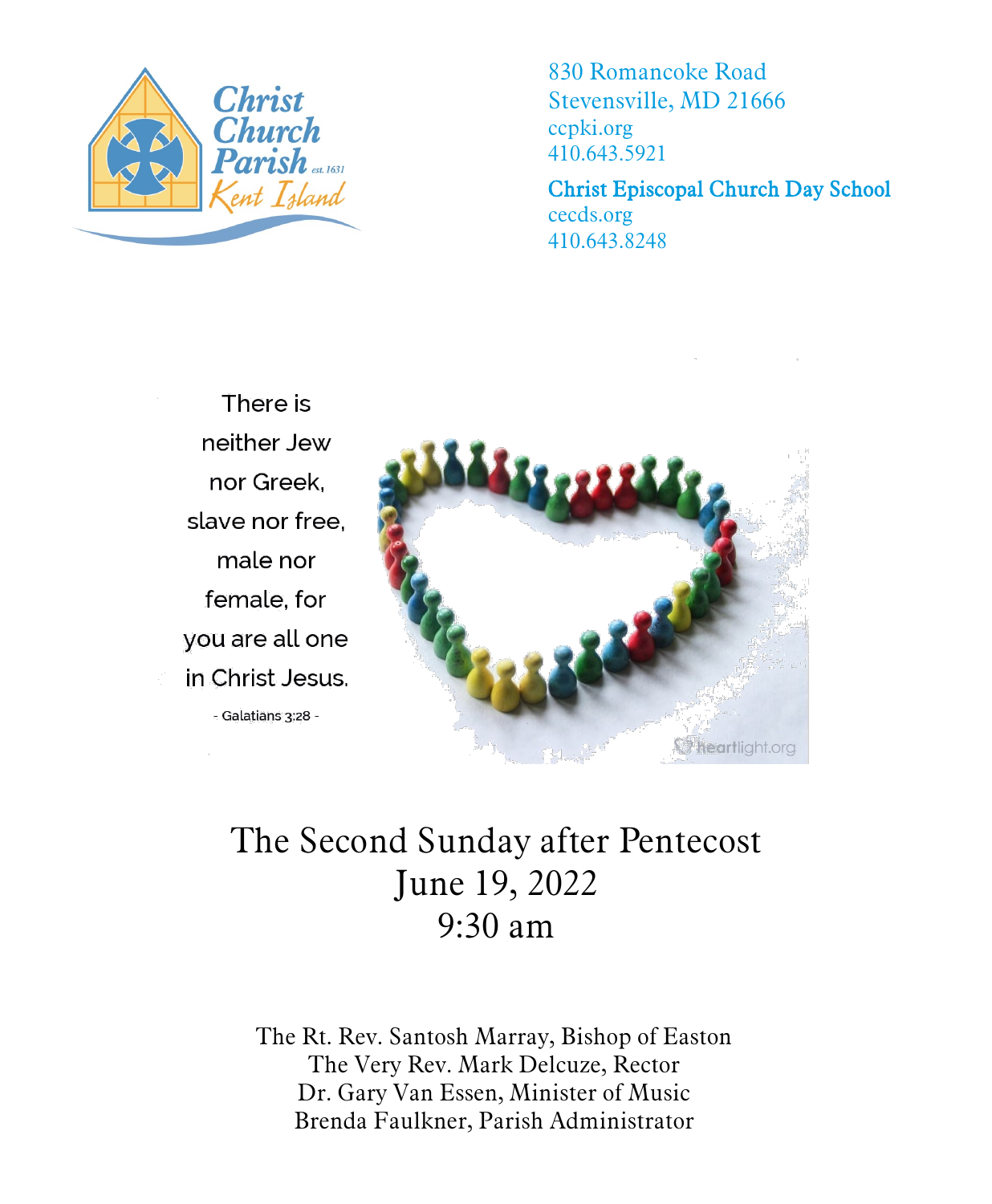Christ Church Parish est. 1631 Kent Island

830 Romancoke Road
Stevensville, MD 21666
ccpki.org
410.643.5921

**Christ Episcopal Church Day School**
cecds.org
410.643.8248

There is neither Jew nor Greek, slave nor free, male nor female, for you are all one in Christ Jesus.

- Galatians 3:28 -

heartlight.org

# The Second Sunday after Pentecost
# June 19, 2022
# 9:30 am

The Rt. Rev. Santosh Marray, Bishop of Easton
The Very Rev. Mark Delcuze, Rector
Dr. Gary Van Essen, Minister of Music
Brenda Faulkner, Parish Administrator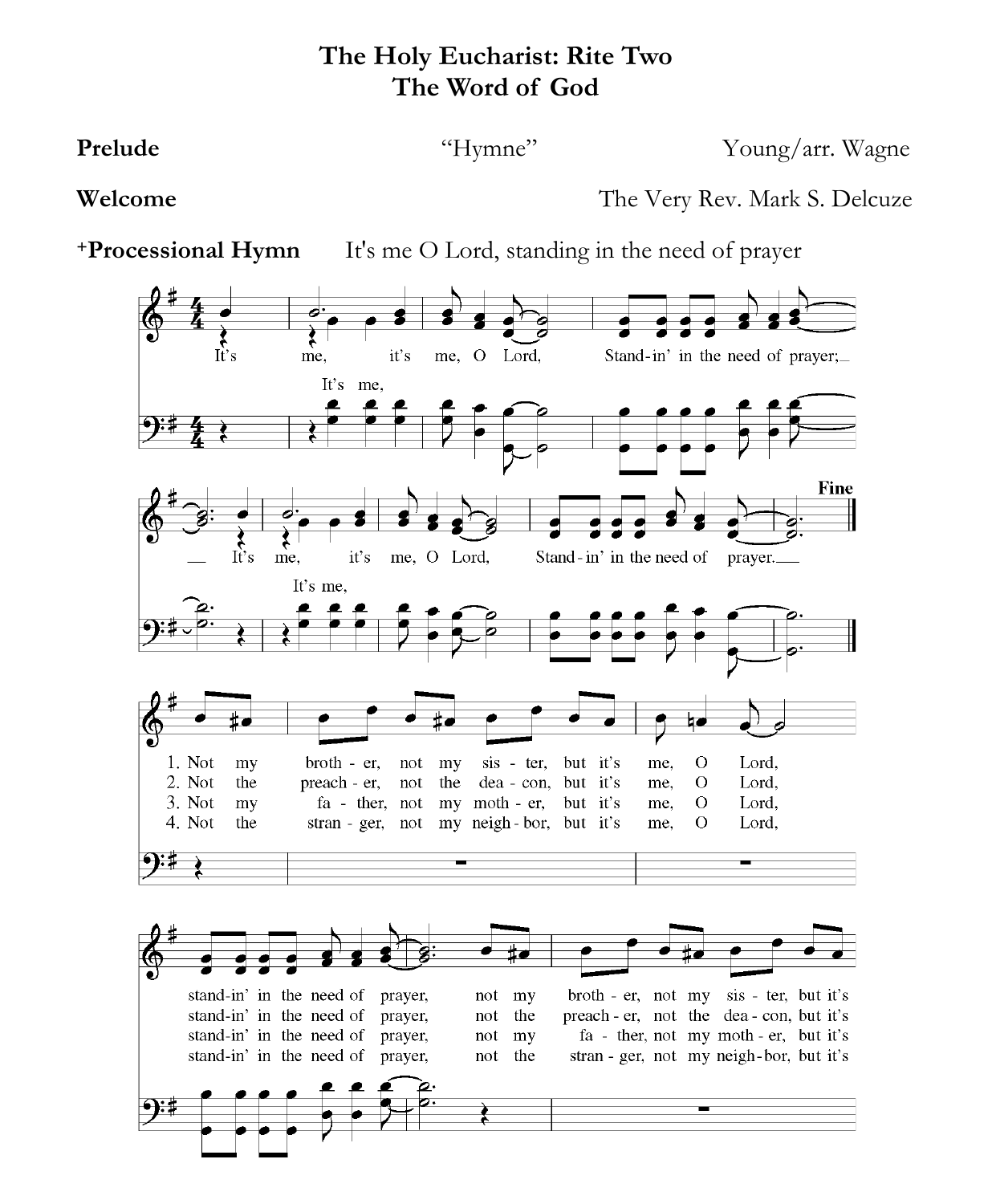# The Holy Eucharist: Rite Two
## The Word of God

**Prelude** "Hymne" Young/arr. Wagne

**Welcome** The Very Rev. Mark S. Delcuze

**+Processional Hymn** It's me O Lord, standing in the need of prayer

It's me, it's me, O Lord, Stand-in' in the need of prayer;
It's me,
It's me, it's me, O Lord, Stand-in' in the need of prayer.
It's me,

**Fine**

1. Not my broth-er, not my sis-ter, but it's me, O Lord, stand-in' in the need of prayer, not my broth-er, not my sis-ter, but it's
2. Not the preach-er, not the dea-con, but it's me, O Lord, stand-in' in the need of prayer, not the preach-er, not the dea-con, but it's
3. Not my fa-ther, not my moth-er, but it's me, O Lord, stand-in' in the need of prayer, not my fa-ther, not my moth-er, but it's
4. Not the stran-ger, not my neigh-bor, but it's me, O Lord, stand-in' in the need of prayer, not the stran-ger, not my neigh-bor, but it's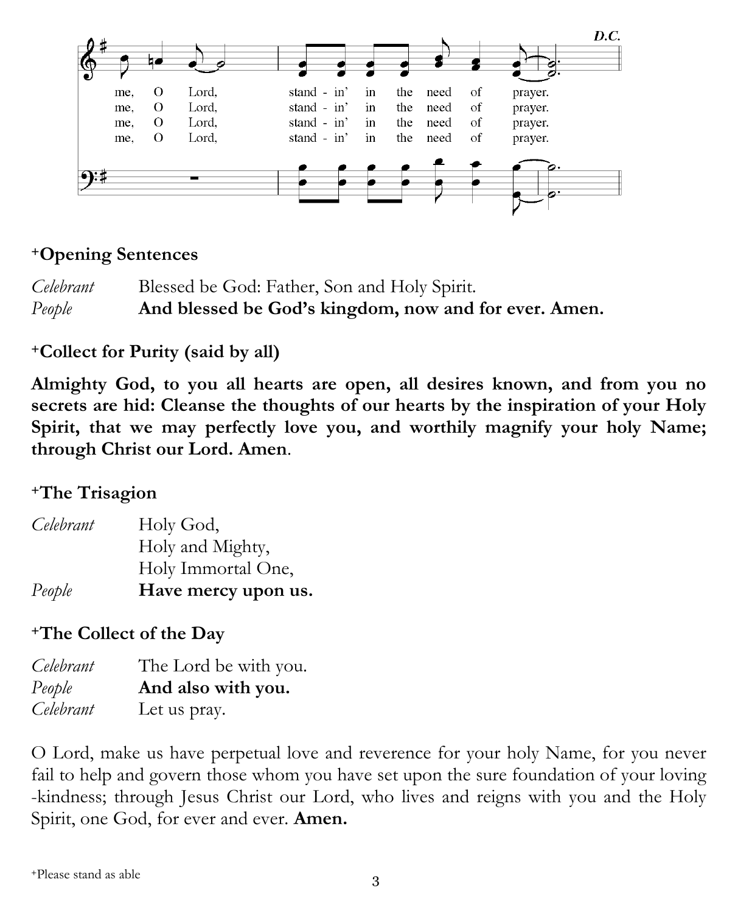me, O Lord, stand - in' in the need of prayer.
me, O Lord, stand - in' in the need of prayer.
me, O Lord, stand - in' in the need of prayer.
me, O Lord, stand - in' in the need of prayer.

D.C.

### +Opening Sentences

*Celebrant* Blessed be God: Father, Son and Holy Spirit.
*People* **And blessed be God's kingdom, now and for ever. Amen.**

### +Collect for Purity (said by all)

**Almighty God, to you all hearts are open, all desires known, and from you no secrets are hid: Cleanse the thoughts of our hearts by the inspiration of your Holy Spirit, that we may perfectly love you, and worthily magnify your holy Name; through Christ our Lord. Amen**.

### +The Trisagion

*Celebrant* Holy God,
Holy and Mighty,
Holy Immortal One,
*People* **Have mercy upon us.**

### +The Collect of the Day

*Celebrant* The Lord be with you.
*People* **And also with you.**
*Celebrant* Let us pray.

O Lord, make us have perpetual love and reverence for your holy Name, for you never fail to help and govern those whom you have set upon the sure foundation of your loving-kindness; through Jesus Christ our Lord, who lives and reigns with you and the Holy Spirit, one God, for ever and ever. **Amen.**

+Please stand as able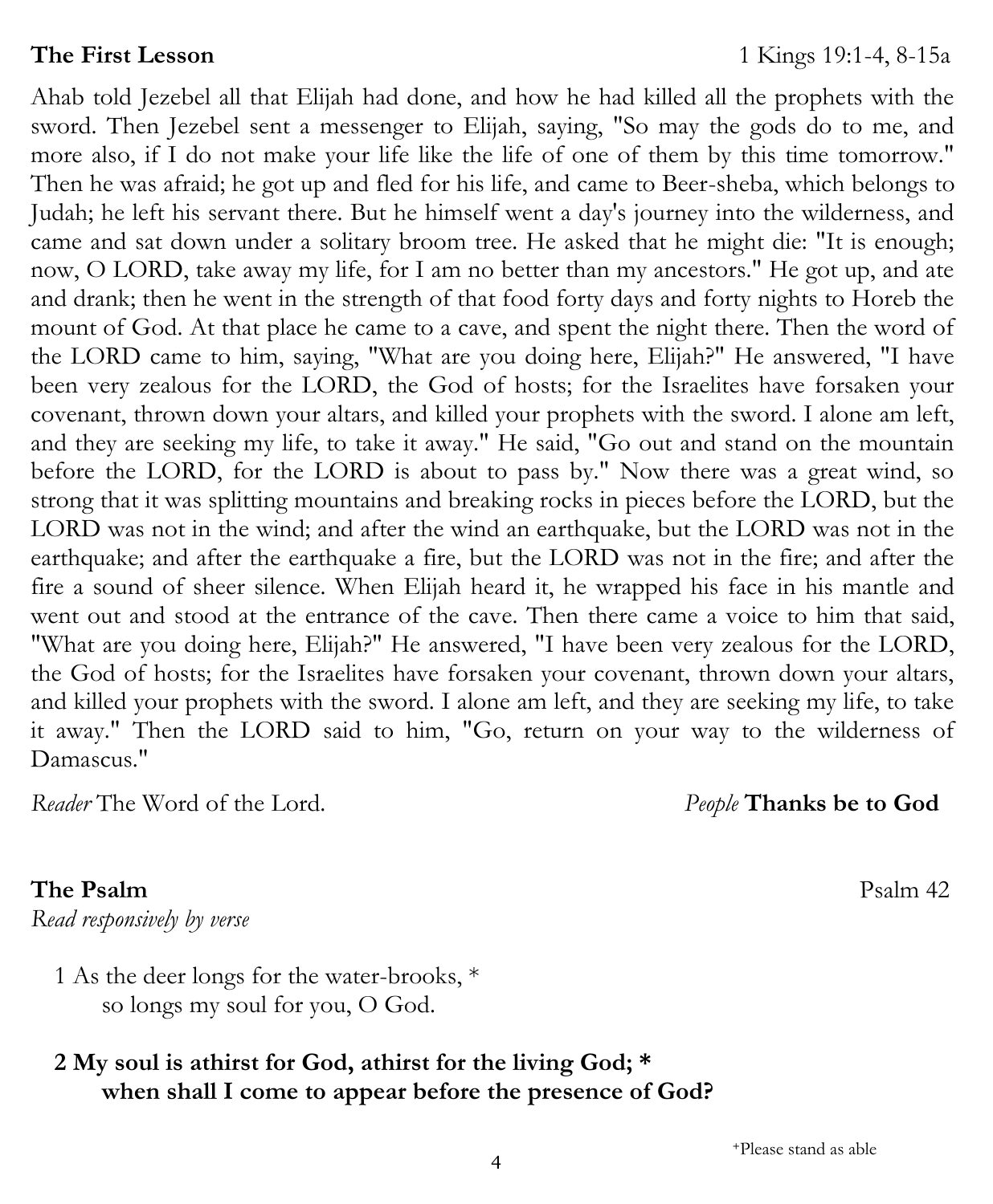**The First Lesson** 1 Kings 19:1-4, 8-15a

Ahab told Jezebel all that Elijah had done, and how he had killed all the prophets with the sword. Then Jezebel sent a messenger to Elijah, saying, "So may the gods do to me, and more also, if I do not make your life like the life of one of them by this time tomorrow." Then he was afraid; he got up and fled for his life, and came to Beer-sheba, which belongs to Judah; he left his servant there. But he himself went a day's journey into the wilderness, and came and sat down under a solitary broom tree. He asked that he might die: "It is enough; now, O LORD, take away my life, for I am no better than my ancestors." He got up, and ate and drank; then he went in the strength of that food forty days and forty nights to Horeb the mount of God. At that place he came to a cave, and spent the night there. Then the word of the LORD came to him, saying, "What are you doing here, Elijah?" He answered, "I have been very zealous for the LORD, the God of hosts; for the Israelites have forsaken your covenant, thrown down your altars, and killed your prophets with the sword. I alone am left, and they are seeking my life, to take it away." He said, "Go out and stand on the mountain before the LORD, for the LORD is about to pass by." Now there was a great wind, so strong that it was splitting mountains and breaking rocks in pieces before the LORD, but the LORD was not in the wind; and after the wind an earthquake, but the LORD was not in the earthquake; and after the earthquake a fire, but the LORD was not in the fire; and after the fire a sound of sheer silence. When Elijah heard it, he wrapped his face in his mantle and went out and stood at the entrance of the cave. Then there came a voice to him that said, "What are you doing here, Elijah?" He answered, "I have been very zealous for the LORD, the God of hosts; for the Israelites have forsaken your covenant, thrown down your altars, and killed your prophets with the sword. I alone am left, and they are seeking my life, to take it away." Then the LORD said to him, "Go, return on your way to the wilderness of Damascus."

*Reader* The Word of the Lord. *People* **Thanks be to God**

**The Psalm** Psalm 42

*Read responsively by verse*

1 As the deer longs for the water-brooks, *
so longs my soul for you, O God.

**2 My soul is athirst for God, athirst for the living God; ***
**when shall I come to appear before the presence of God?**

⁺Please stand as able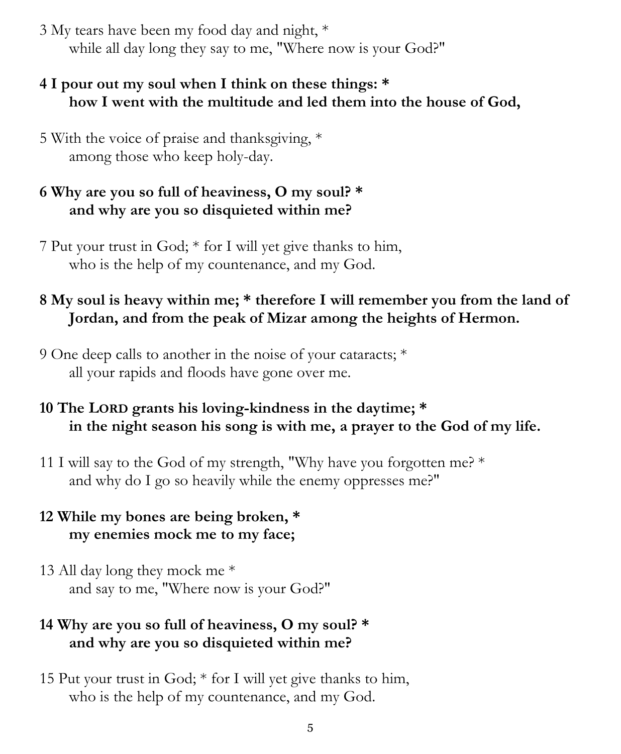3 My tears have been my food day and night, *
while all day long they say to me, "Where now is your God?"

**4 I pour out my soul when I think on these things: *
how I went with the multitude and led them into the house of God,**

5 With the voice of praise and thanksgiving, *
among those who keep holy-day.

**6 Why are you so full of heaviness, O my soul? *
and why are you so disquieted within me?**

7 Put your trust in God; * for I will yet give thanks to him,
who is the help of my countenance, and my God.

**8 My soul is heavy within me; * therefore I will remember you from the land of Jordan, and from the peak of Mizar among the heights of Hermon.**

9 One deep calls to another in the noise of your cataracts; *
all your rapids and floods have gone over me.

**10 The LORD grants his loving-kindness in the daytime; *
in the night season his song is with me, a prayer to the God of my life.**

11 I will say to the God of my strength, "Why have you forgotten me? *
and why do I go so heavily while the enemy oppresses me?"

**12 While my bones are being broken, *
my enemies mock me to my face;**

13 All day long they mock me *
and say to me, "Where now is your God?"

**14 Why are you so full of heaviness, O my soul? *
and why are you so disquieted within me?**

15 Put your trust in God; * for I will yet give thanks to him,
who is the help of my countenance, and my God.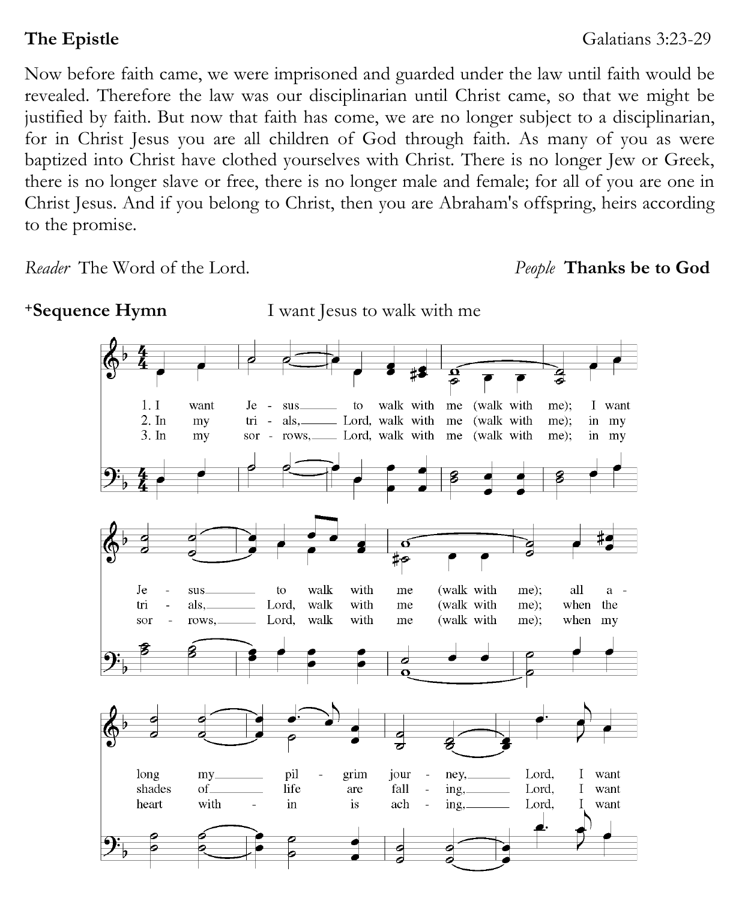**The Epistle** Galatians 3:23-29

Now before faith came, we were imprisoned and guarded under the law until faith would be revealed. Therefore the law was our disciplinarian until Christ came, so that we might be justified by faith. But now that faith has come, we are no longer subject to a disciplinarian, for in Christ Jesus you are all children of God through faith. As many of you as were baptized into Christ have clothed yourselves with Christ. There is no longer Jew or Greek, there is no longer slave or free, there is no longer male and female; for all of you are one in Christ Jesus. And if you belong to Christ, then you are Abraham's offspring, heirs according to the promise.

*Reader* The Word of the Lord. *People* **Thanks be to God**

**+Sequence Hymn** I want Jesus to walk with me

1. I want Jesus to walk with me (walk with me); I want Jesus to walk with me (walk with me); all along my pilgrim journey, Lord, I want
2. In my trials, Lord, walk with me (walk with me); in my trials, Lord, walk with me (walk with me); when the shades of life are falling, Lord, I want
3. In my sorrows, Lord, walk with me (walk with me); in my sorrows, Lord, walk with me (walk with me); when my heart within is aching, Lord, I want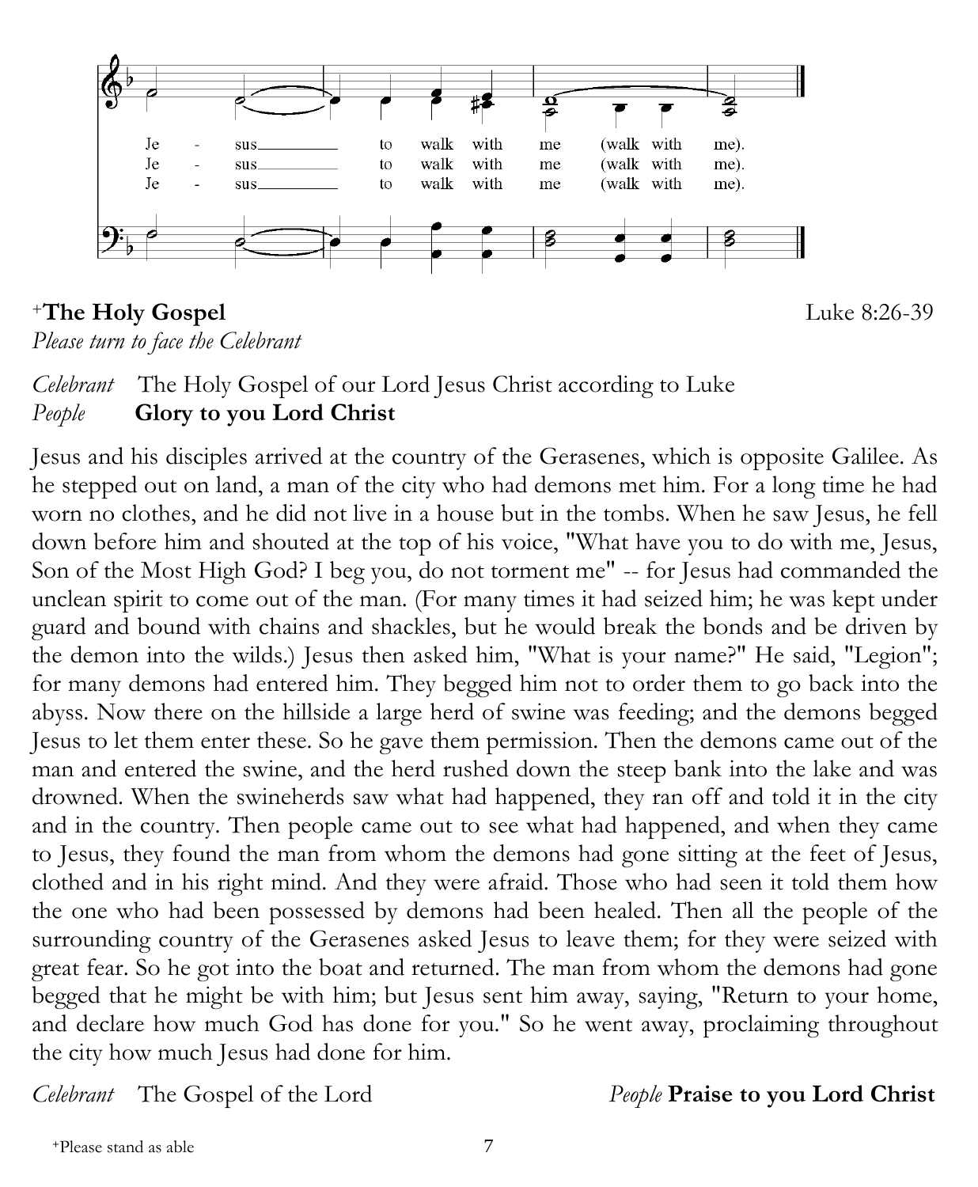Je - sus to walk with me (walk with me).

**+The Holy Gospel** Luke 8:26-39

*Please turn to face the Celebrant*

*Celebrant* The Holy Gospel of our Lord Jesus Christ according to Luke
*People* **Glory to you Lord Christ**

Jesus and his disciples arrived at the country of the Gerasenes, which is opposite Galilee. As he stepped out on land, a man of the city who had demons met him. For a long time he had worn no clothes, and he did not live in a house but in the tombs. When he saw Jesus, he fell down before him and shouted at the top of his voice, "What have you to do with me, Jesus, Son of the Most High God? I beg you, do not torment me" -- for Jesus had commanded the unclean spirit to come out of the man. (For many times it had seized him; he was kept under guard and bound with chains and shackles, but he would break the bonds and be driven by the demon into the wilds.) Jesus then asked him, "What is your name?" He said, "Legion"; for many demons had entered him. They begged him not to order them to go back into the abyss. Now there on the hillside a large herd of swine was feeding; and the demons begged Jesus to let them enter these. So he gave them permission. Then the demons came out of the man and entered the swine, and the herd rushed down the steep bank into the lake and was drowned. When the swineherds saw what had happened, they ran off and told it in the city and in the country. Then people came out to see what had happened, and when they came to Jesus, they found the man from whom the demons had gone sitting at the feet of Jesus, clothed and in his right mind. And they were afraid. Those who had seen it told them how the one who had been possessed by demons had been healed. Then all the people of the surrounding country of the Gerasenes asked Jesus to leave them; for they were seized with great fear. So he got into the boat and returned. The man from whom the demons had gone begged that he might be with him; but Jesus sent him away, saying, "Return to your home, and declare how much God has done for you." So he went away, proclaiming throughout the city how much Jesus had done for him.

*Celebrant* The Gospel of the Lord *People* **Praise to you Lord Christ**

+Please stand as able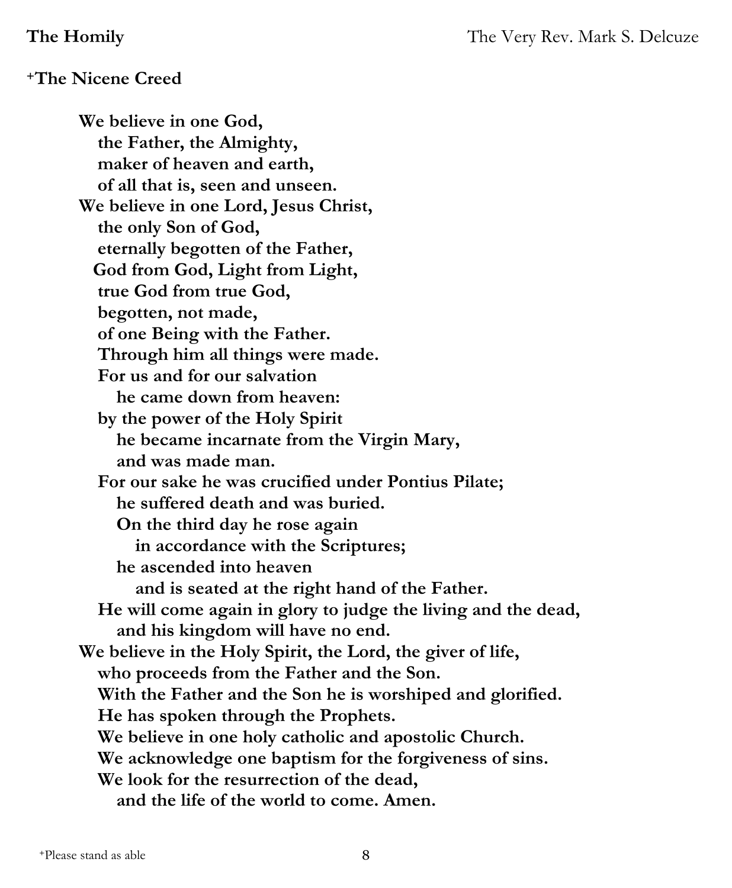**The Homily** The Very Rev. Mark S. Delcuze

**+The Nicene Creed**

**We believe in one God,**
**the Father, the Almighty,**
**maker of heaven and earth,**
**of all that is, seen and unseen.**
**We believe in one Lord, Jesus Christ,**
**the only Son of God,**
**eternally begotten of the Father,**
**God from God, Light from Light,**
**true God from true God,**
**begotten, not made,**
**of one Being with the Father.**
**Through him all things were made.**
**For us and for our salvation**
**he came down from heaven:**
**by the power of the Holy Spirit**
**he became incarnate from the Virgin Mary,**
**and was made man.**
**For our sake he was crucified under Pontius Pilate;**
**he suffered death and was buried.**
**On the third day he rose again**
**in accordance with the Scriptures;**
**he ascended into heaven**
**and is seated at the right hand of the Father.**
**He will come again in glory to judge the living and the dead,**
**and his kingdom will have no end.**
**We believe in the Holy Spirit, the Lord, the giver of life,**
**who proceeds from the Father and the Son.**
**With the Father and the Son he is worshiped and glorified.**
**He has spoken through the Prophets.**
**We believe in one holy catholic and apostolic Church.**
**We acknowledge one baptism for the forgiveness of sins.**
**We look for the resurrection of the dead,**
**and the life of the world to come. Amen.**

+Please stand as able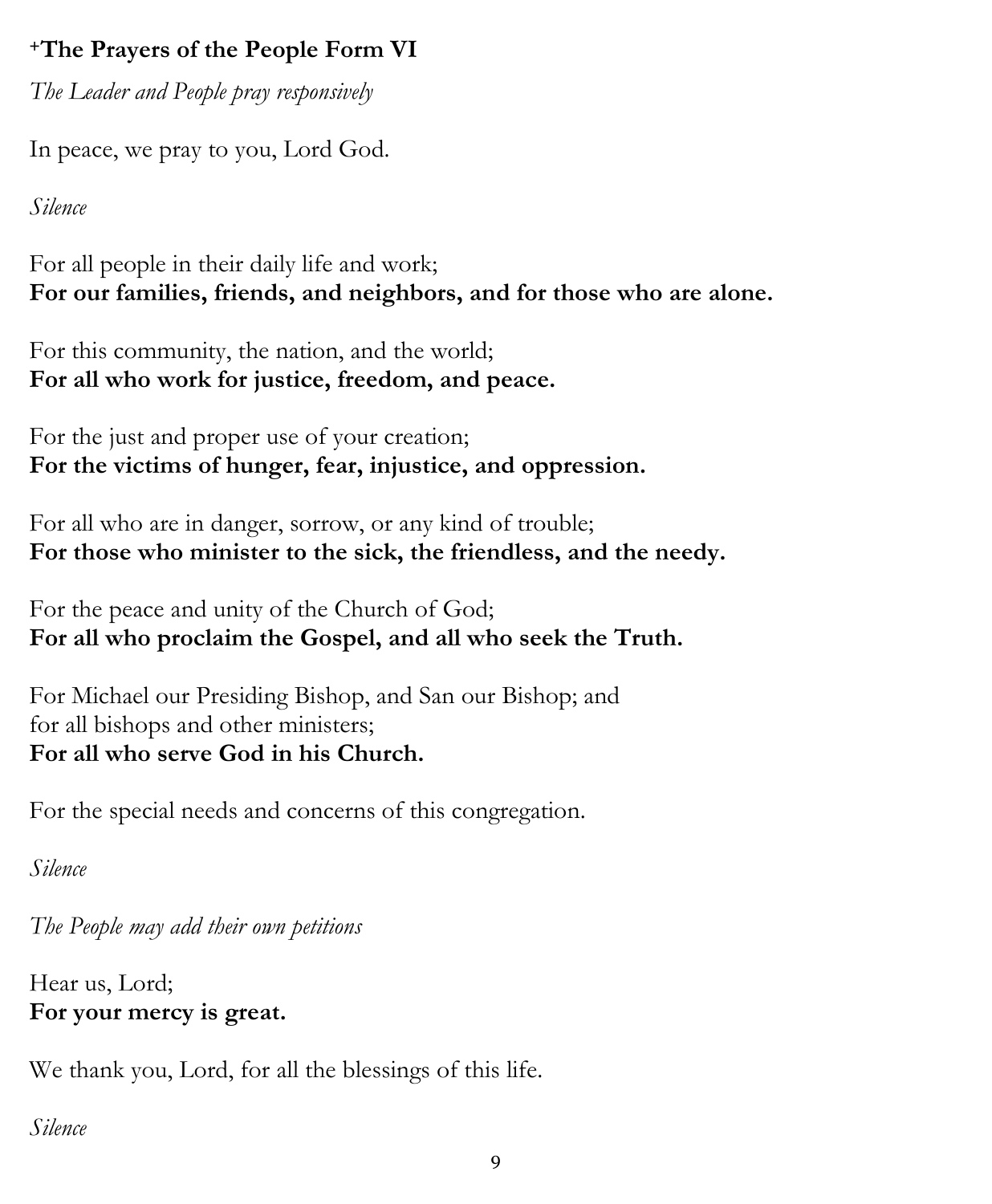## +The Prayers of the People Form VI

*The Leader and People pray responsively*

In peace, we pray to you, Lord God.

*Silence*

For all people in their daily life and work;
**For our families, friends, and neighbors, and for those who are alone.**

For this community, the nation, and the world;
**For all who work for justice, freedom, and peace.**

For the just and proper use of your creation;
**For the victims of hunger, fear, injustice, and oppression.**

For all who are in danger, sorrow, or any kind of trouble;
**For those who minister to the sick, the friendless, and the needy.**

For the peace and unity of the Church of God;
**For all who proclaim the Gospel, and all who seek the Truth.**

For Michael our Presiding Bishop, and San our Bishop; and
for all bishops and other ministers;
**For all who serve God in his Church.**

For the special needs and concerns of this congregation.

*Silence*

*The People may add their own petitions*

Hear us, Lord;
**For your mercy is great.**

We thank you, Lord, for all the blessings of this life.

*Silence*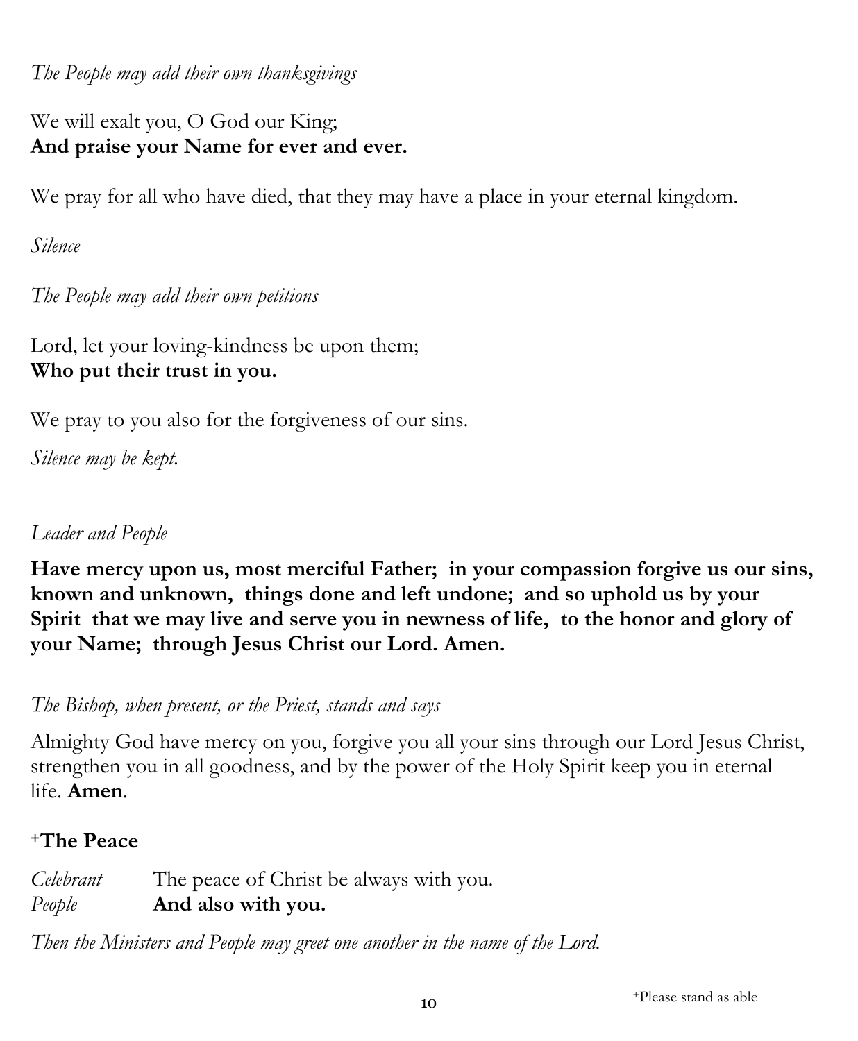*The People may add their own thanksgivings*

We will exalt you, O God our King;
**And praise your Name for ever and ever.**

We pray for all who have died, that they may have a place in your eternal kingdom.

*Silence*

*The People may add their own petitions*

Lord, let your loving-kindness be upon them;
**Who put their trust in you.**

We pray to you also for the forgiveness of our sins.

*Silence may be kept.*

*Leader and People*

**Have mercy upon us, most merciful Father; in your compassion forgive us our sins, known and unknown, things done and left undone; and so uphold us by your Spirit that we may live and serve you in newness of life, to the honor and glory of your Name; through Jesus Christ our Lord. Amen.**

*The Bishop, when present, or the Priest, stands and says*

Almighty God have mercy on you, forgive you all your sins through our Lord Jesus Christ, strengthen you in all goodness, and by the power of the Holy Spirit keep you in eternal life. **Amen**.

## +The Peace

*Celebrant* The peace of Christ be always with you.
*People* **And also with you.**

*Then the Ministers and People may greet one another in the name of the Lord.*

+Please stand as able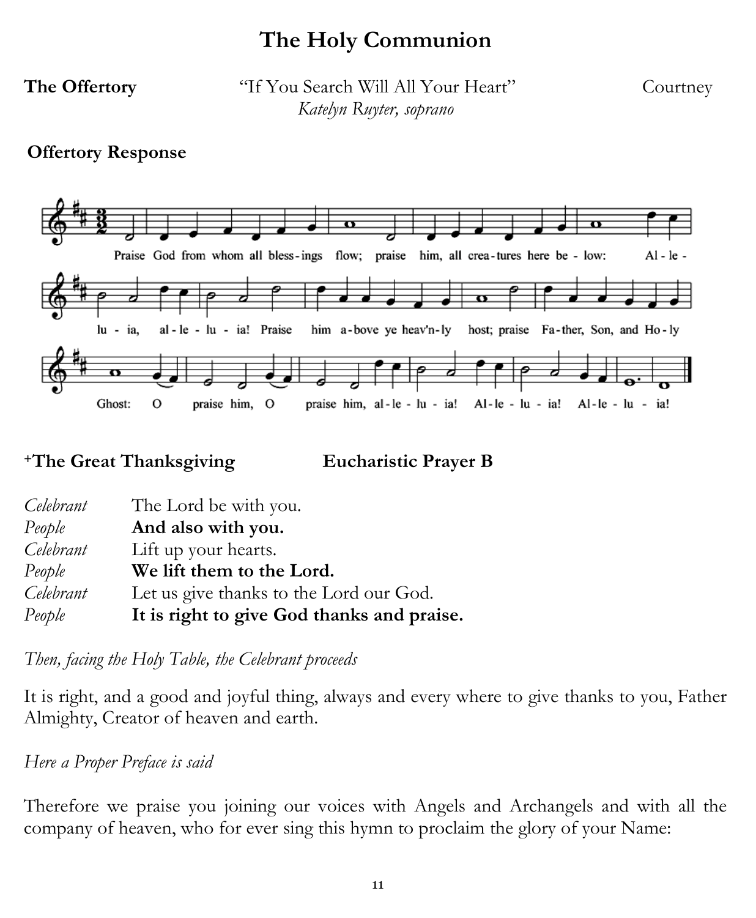# The Holy Communion

**The Offertory** "If You Search Will All Your Heart" Courtney

*Katelyn Ruyter, soprano*

**Offertory Response**

Praise God from whom all bless-ings flow; praise him, all crea-tures here be-low: Al-le-lu-ia, al-le-lu-ia! Praise him a-bove ye heav'n-ly host; praise Fa-ther, Son, and Ho-ly Ghost: O praise him, O praise him, al-le-lu-ia! Al-le-lu-ia! Al-le-lu-ia!

**+The Great Thanksgiving** **Eucharistic Prayer B**

*Celebrant* The Lord be with you.
*People* **And also with you.**
*Celebrant* Lift up your hearts.
*People* **We lift them to the Lord.**
*Celebrant* Let us give thanks to the Lord our God.
*People* **It is right to give God thanks and praise.**

*Then, facing the Holy Table, the Celebrant proceeds*

It is right, and a good and joyful thing, always and every where to give thanks to you, Father Almighty, Creator of heaven and earth.

*Here a Proper Preface is said*

Therefore we praise you joining our voices with Angels and Archangels and with all the company of heaven, who for ever sing this hymn to proclaim the glory of your Name: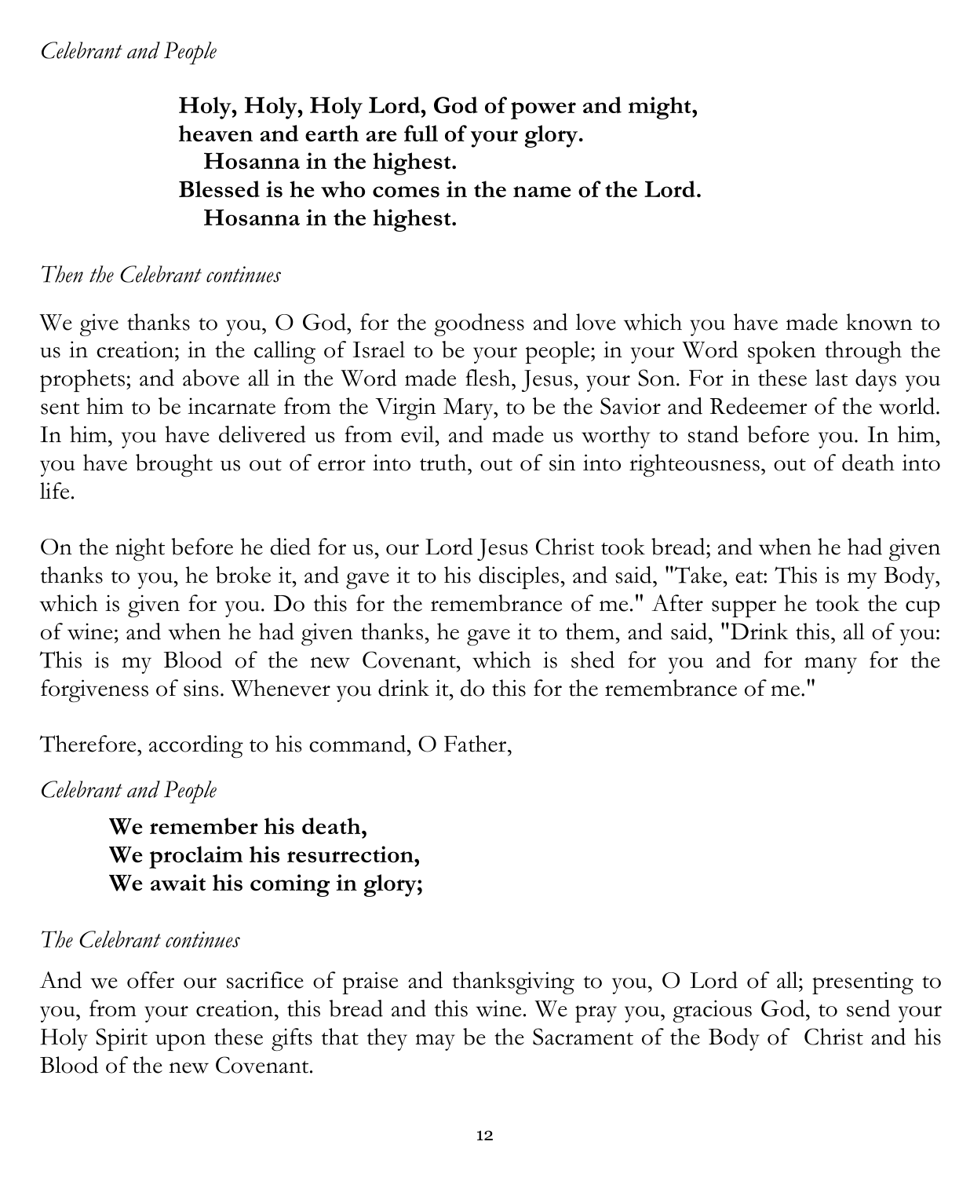*Celebrant and People*

> **Holy, Holy, Holy Lord, God of power and might,**
> **heaven and earth are full of your glory.**
> **Hosanna in the highest.**
> **Blessed is he who comes in the name of the Lord.**
> **Hosanna in the highest.**

*Then the Celebrant continues*

We give thanks to you, O God, for the goodness and love which you have made known to us in creation; in the calling of Israel to be your people; in your Word spoken through the prophets; and above all in the Word made flesh, Jesus, your Son. For in these last days you sent him to be incarnate from the Virgin Mary, to be the Savior and Redeemer of the world. In him, you have delivered us from evil, and made us worthy to stand before you. In him, you have brought us out of error into truth, out of sin into righteousness, out of death into life.

On the night before he died for us, our Lord Jesus Christ took bread; and when he had given thanks to you, he broke it, and gave it to his disciples, and said, "Take, eat: This is my Body, which is given for you. Do this for the remembrance of me." After supper he took the cup of wine; and when he had given thanks, he gave it to them, and said, "Drink this, all of you: This is my Blood of the new Covenant, which is shed for you and for many for the forgiveness of sins. Whenever you drink it, do this for the remembrance of me."

Therefore, according to his command, O Father,

*Celebrant and People*

> **We remember his death,**
> **We proclaim his resurrection,**
> **We await his coming in glory;**

*The Celebrant continues*

And we offer our sacrifice of praise and thanksgiving to you, O Lord of all; presenting to you, from your creation, this bread and this wine. We pray you, gracious God, to send your Holy Spirit upon these gifts that they may be the Sacrament of the Body of Christ and his Blood of the new Covenant.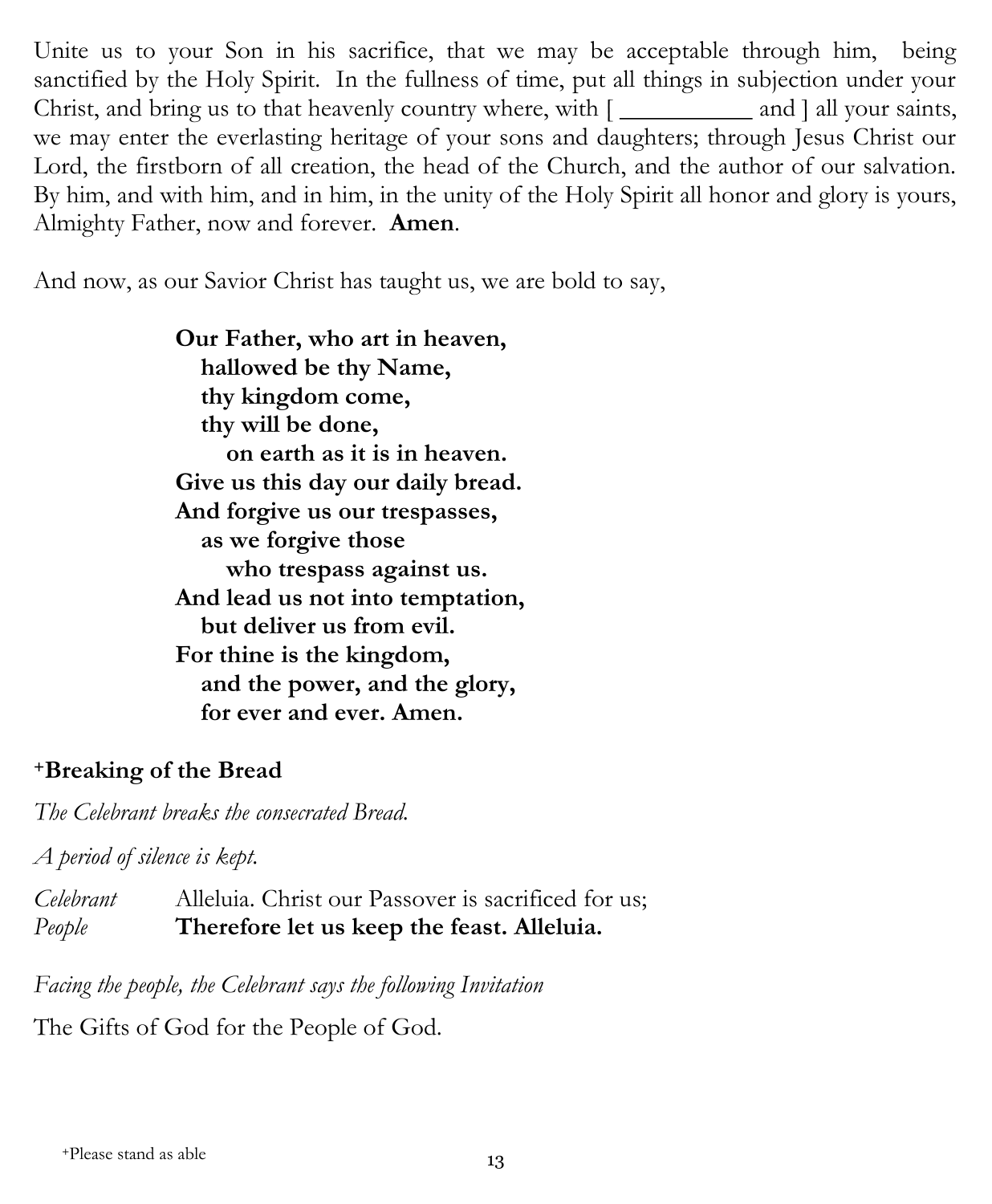Unite us to your Son in his sacrifice, that we may be acceptable through him, being sanctified by the Holy Spirit. In the fullness of time, put all things in subjection under your Christ, and bring us to that heavenly country where, with [ __________ and ] all your saints, we may enter the everlasting heritage of your sons and daughters; through Jesus Christ our Lord, the firstborn of all creation, the head of the Church, and the author of our salvation. By him, and with him, and in him, in the unity of the Holy Spirit all honor and glory is yours, Almighty Father, now and forever. **Amen**.

And now, as our Savior Christ has taught us, we are bold to say,

**Our Father, who art in heaven,**
**hallowed be thy Name,**
**thy kingdom come,**
**thy will be done,**
**on earth as it is in heaven.**
**Give us this day our daily bread.**
**And forgive us our trespasses,**
**as we forgive those**
**who trespass against us.**
**And lead us not into temptation,**
**but deliver us from evil.**
**For thine is the kingdom,**
**and the power, and the glory,**
**for ever and ever. Amen.**

### +Breaking of the Bread

*The Celebrant breaks the consecrated Bread.*

*A period of silence is kept.*

*Celebrant* Alleluia. Christ our Passover is sacrificed for us;
*People* **Therefore let us keep the feast. Alleluia.**

*Facing the people, the Celebrant says the following Invitation*

The Gifts of God for the People of God.

+Please stand as able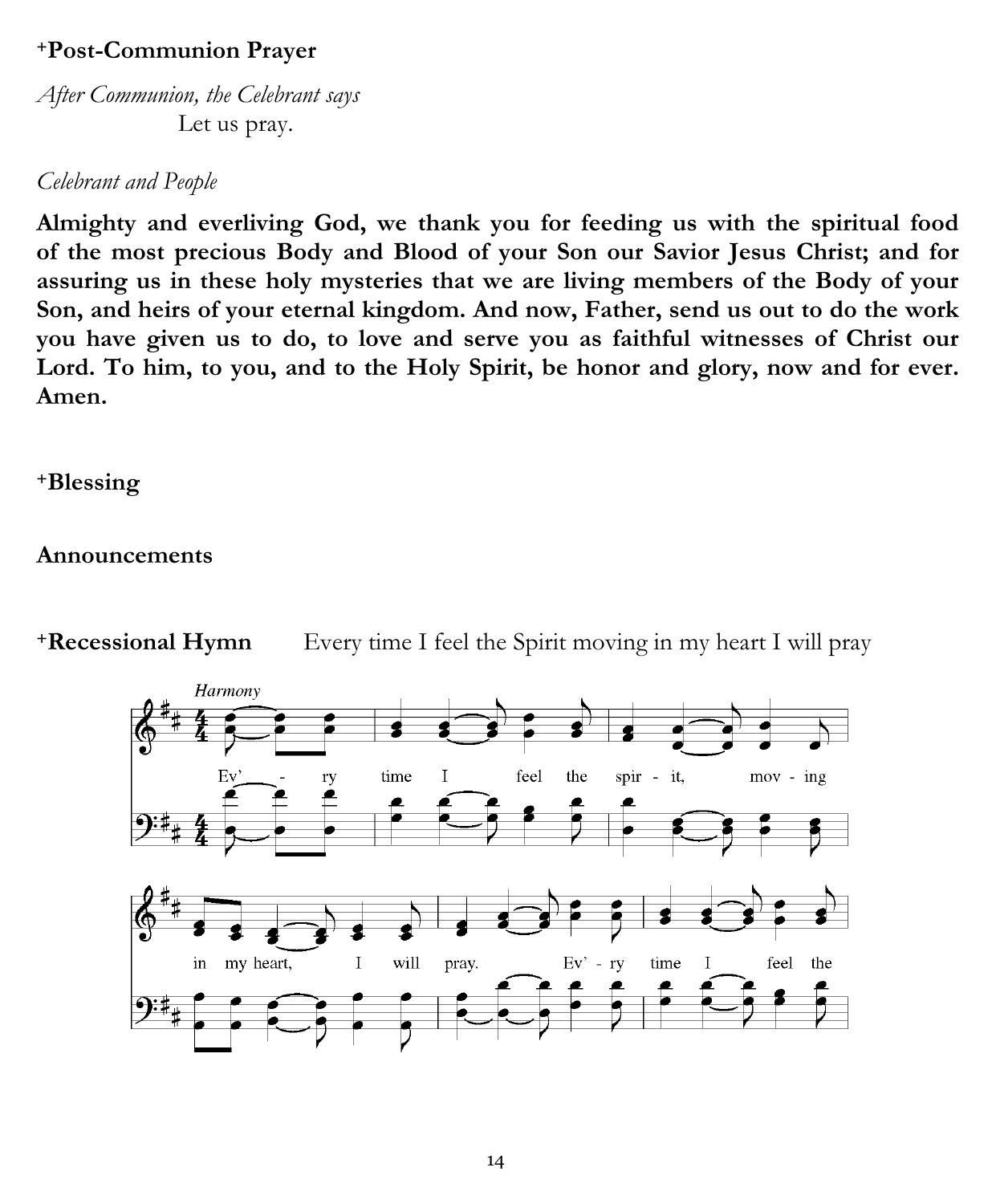**+Post-Communion Prayer**

*After Communion, the Celebrant says*

Let us pray.

*Celebrant and People*

**Almighty and everliving God, we thank you for feeding us with the spiritual food of the most precious Body and Blood of your Son our Savior Jesus Christ; and for assuring us in these holy mysteries that we are living members of the Body of your Son, and heirs of your eternal kingdom. And now, Father, send us out to do the work you have given us to do, to love and serve you as faithful witnesses of Christ our Lord. To him, to you, and to the Holy Spirit, be honor and glory, now and for ever. Amen.**

**+Blessing**

**Announcements**

**+Recessional Hymn** Every time I feel the Spirit moving in my heart I will pray

*Harmony*

Ev'ry time I feel the spir - it, mov - ing in my heart, I will pray. Ev' - ry time I feel the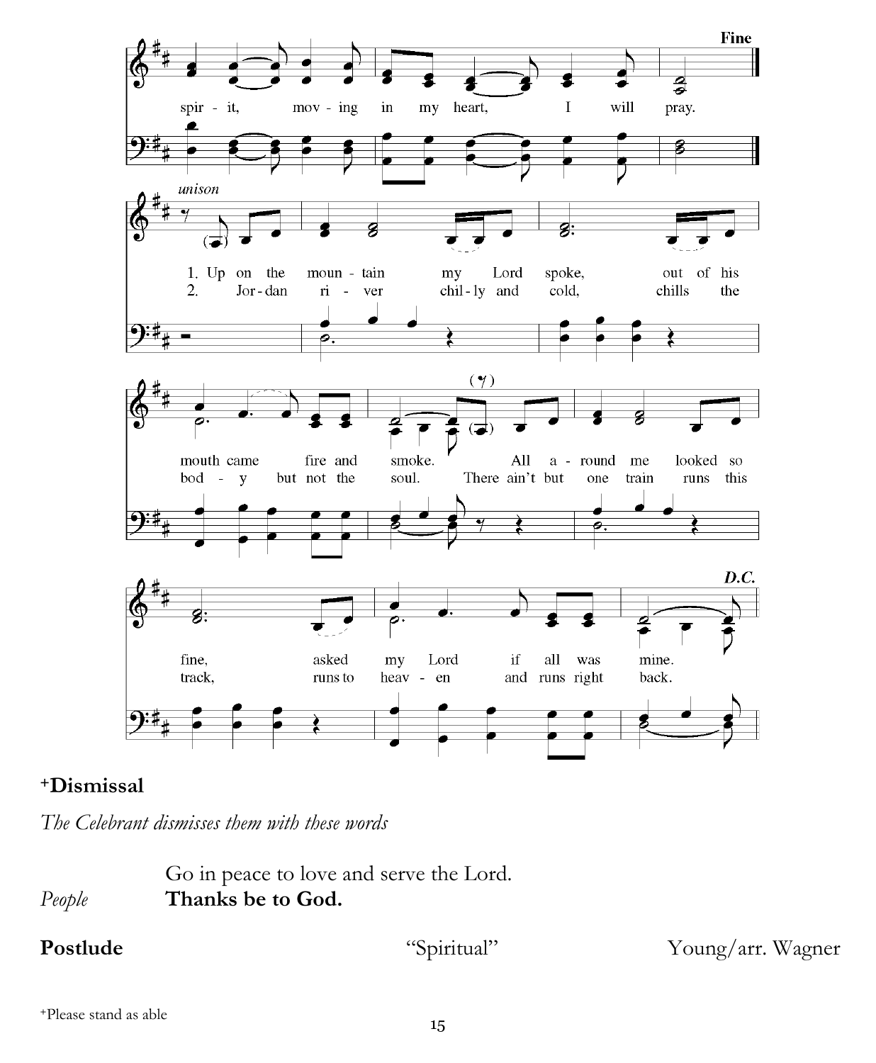spir - it, mov - ing in my heart, I will pray.

Fine

*unison*

1. Up on the moun - tain my Lord spoke, out of his mouth came fire and smoke. All a - round me looked so fine, asked my Lord if all was mine.

2. Jor - dan ri - ver chil - ly and cold, chills the bod - y but not the soul. There ain't but one train runs this track, runs to heav - en and runs right back.

*D.C.*

**+Dismissal**

*The Celebrant dismisses them with these words*

Go in peace to love and serve the Lord.

*People* **Thanks be to God.**

**Postlude** "Spiritual" Young/arr. Wagner

+Please stand as able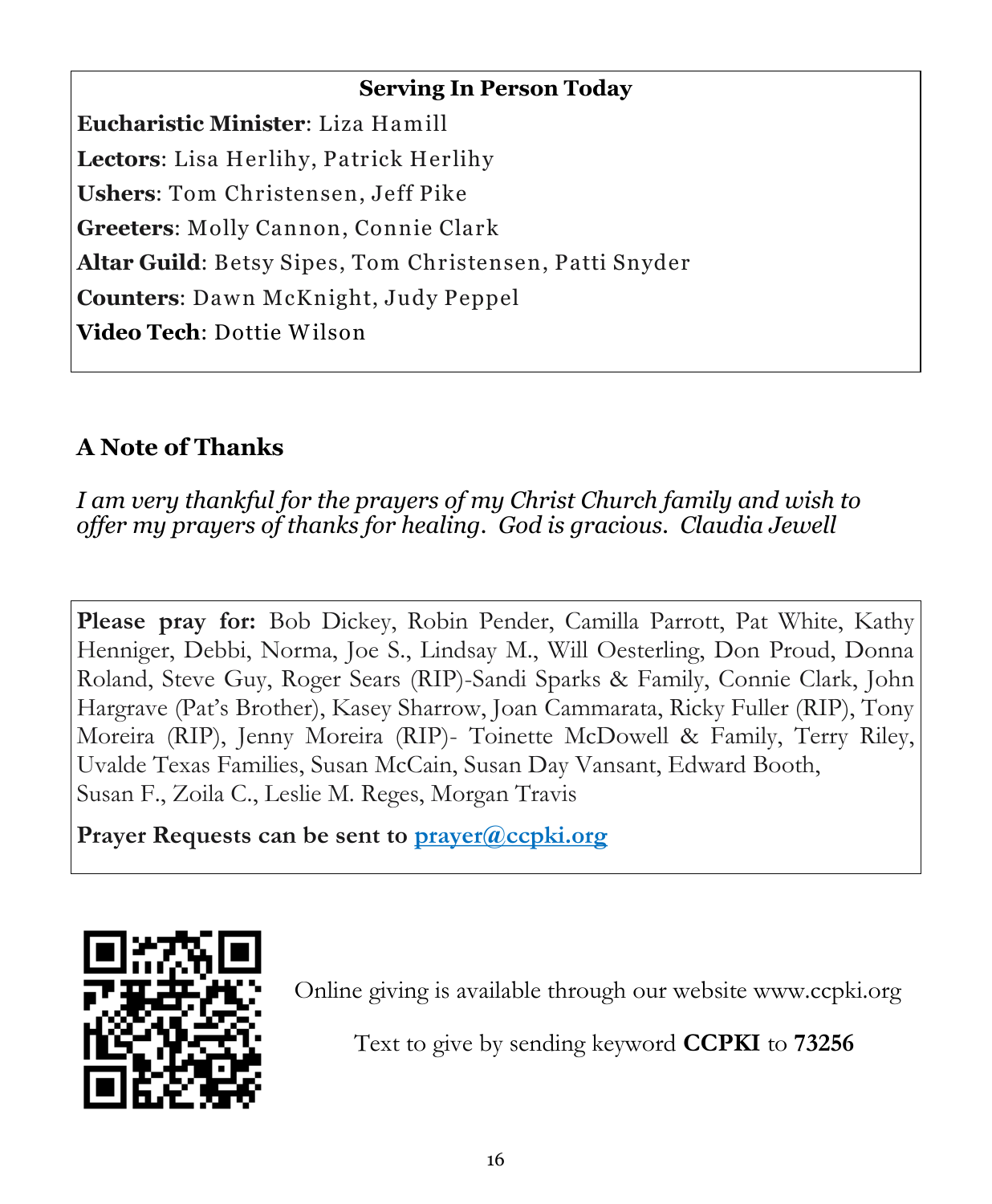**Serving In Person Today**

**Eucharistic Minister**: Liza Hamill
**Lectors**: Lisa Herlihy, Patrick Herlihy
**Ushers**: Tom Christensen, Jeff Pike
**Greeters**: Molly Cannon, Connie Clark
**Altar Guild**: Betsy Sipes, Tom Christensen, Patti Snyder
**Counters**: Dawn McKnight, Judy Peppel
**Video Tech**: Dottie Wilson

## A Note of Thanks

*I am very thankful for the prayers of my Christ Church family and wish to offer my prayers of thanks for healing. God is gracious. Claudia Jewell*

**Please pray for:** Bob Dickey, Robin Pender, Camilla Parrott, Pat White, Kathy Henniger, Debbi, Norma, Joe S., Lindsay M., Will Oesterling, Don Proud, Donna Roland, Steve Guy, Roger Sears (RIP)-Sandi Sparks & Family, Connie Clark, John Hargrave (Pat's Brother), Kasey Sharrow, Joan Cammarata, Ricky Fuller (RIP), Tony Moreira (RIP), Jenny Moreira (RIP)- Toinette McDowell & Family, Terry Riley, Uvalde Texas Families, Susan McCain, Susan Day Vansant, Edward Booth, Susan F., Zoila C., Leslie M. Reges, Morgan Travis

**Prayer Requests can be sent to [prayer@ccpki.org](mailto:prayer@ccpki.org)**

Online giving is available through our website www.ccpki.org

Text to give by sending keyword **CCPKI** to **73256**